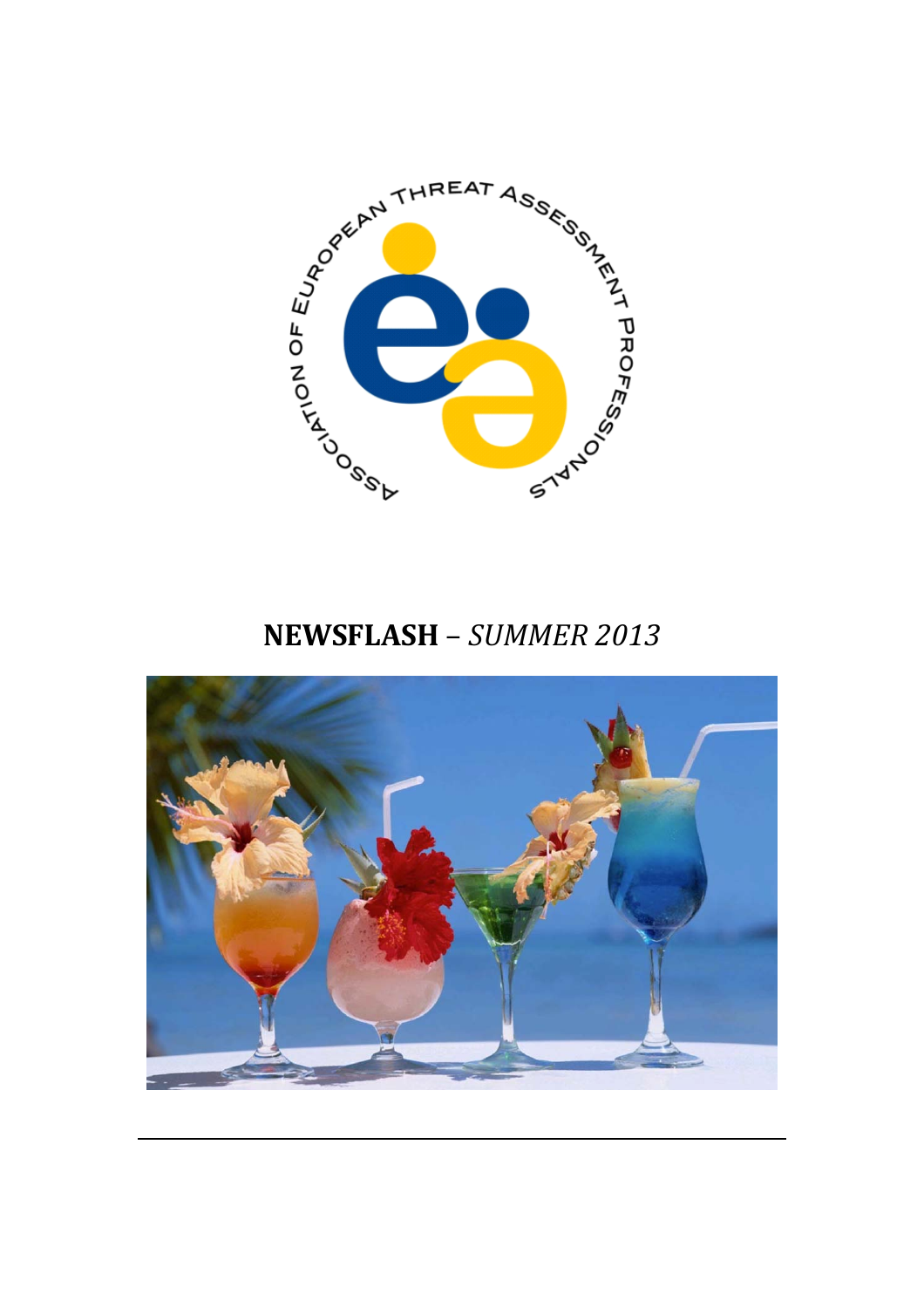ASSOCIATION OF EUROPEAN THREAT ASSESSMENT PROFESSIONALS

# NEWSFLASH – *SUMMER 2013*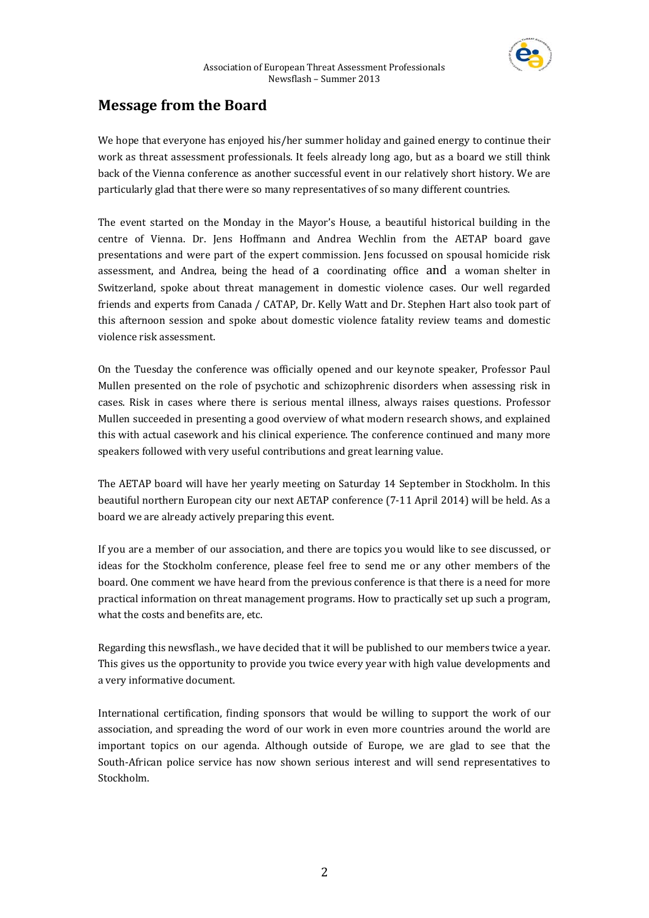## Message from the Board

We hope that everyone has enjoyed his/her summer holiday and gained energy to continue their work as threat assessment professionals. It feels already long ago, but as a board we still think back of the Vienna conference as another successful event in our relatively short history. We are particularly glad that there were so many representatives of so many different countries.

The event started on the Monday in the Mayor's House, a beautiful historical building in the centre of Vienna. Dr. Jens Hoffmann and Andrea Wechlin from the AETAP board gave presentations and were part of the expert commission. Jens focussed on spousal homicide risk assessment, and Andrea, being the head of a coordinating office and a woman shelter in Switzerland, spoke about threat management in domestic violence cases. Our well regarded friends and experts from Canada / CATAP, Dr. Kelly Watt and Dr. Stephen Hart also took part of this afternoon session and spoke about domestic violence fatality review teams and domestic violence risk assessment.

On the Tuesday the conference was officially opened and our keynote speaker, Professor Paul Mullen presented on the role of psychotic and schizophrenic disorders when assessing risk in cases. Risk in cases where there is serious mental illness, always raises questions. Professor Mullen succeeded in presenting a good overview of what modern research shows, and explained this with actual casework and his clinical experience. The conference continued and many more speakers followed with very useful contributions and great learning value.

The AETAP board will have her yearly meeting on Saturday 14 September in Stockholm. In this beautiful northern European city our next AETAP conference (7-11 April 2014) will be held. As a board we are already actively preparing this event.

If you are a member of our association, and there are topics you would like to see discussed, or ideas for the Stockholm conference, please feel free to send me or any other members of the board. One comment we have heard from the previous conference is that there is a need for more practical information on threat management programs. How to practically set up such a program, what the costs and benefits are, etc.

Regarding this newsflash., we have decided that it will be published to our members twice a year. This gives us the opportunity to provide you twice every year with high value developments and a very informative document.

International certification, finding sponsors that would be willing to support the work of our association, and spreading the word of our work in even more countries around the world are important topics on our agenda. Although outside of Europe, we are glad to see that the South-African police service has now shown serious interest and will send representatives to Stockholm.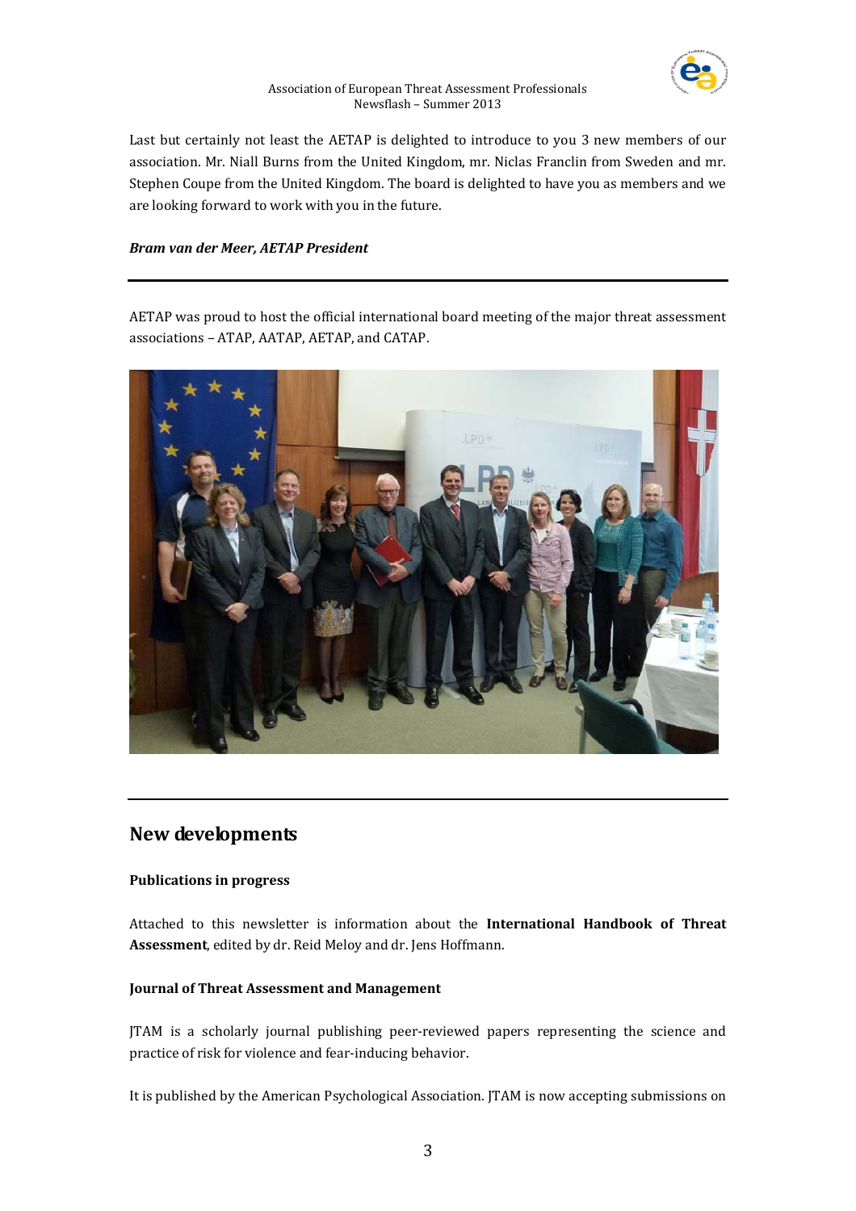Last but certainly not least the AETAP is delighted to introduce to you 3 new members of our association. Mr. Niall Burns from the United Kingdom, mr. Niclas Franclin from Sweden and mr. Stephen Coupe from the United Kingdom. The board is delighted to have you as members and we are looking forward to work with you in the future.

***Bram van der Meer, AETAP President***

---

AETAP was proud to host the official international board meeting of the major threat assessment associations – ATAP, AATAP, AETAP, and CATAP.

---

## New developments

**Publications in progress**

Attached to this newsletter is information about the **International Handbook of Threat Assessment**, edited by dr. Reid Meloy and dr. Jens Hoffmann.

**Journal of Threat Assessment and Management**

JTAM is a scholarly journal publishing peer-reviewed papers representing the science and practice of risk for violence and fear-inducing behavior.

It is published by the American Psychological Association. JTAM is now accepting submissions on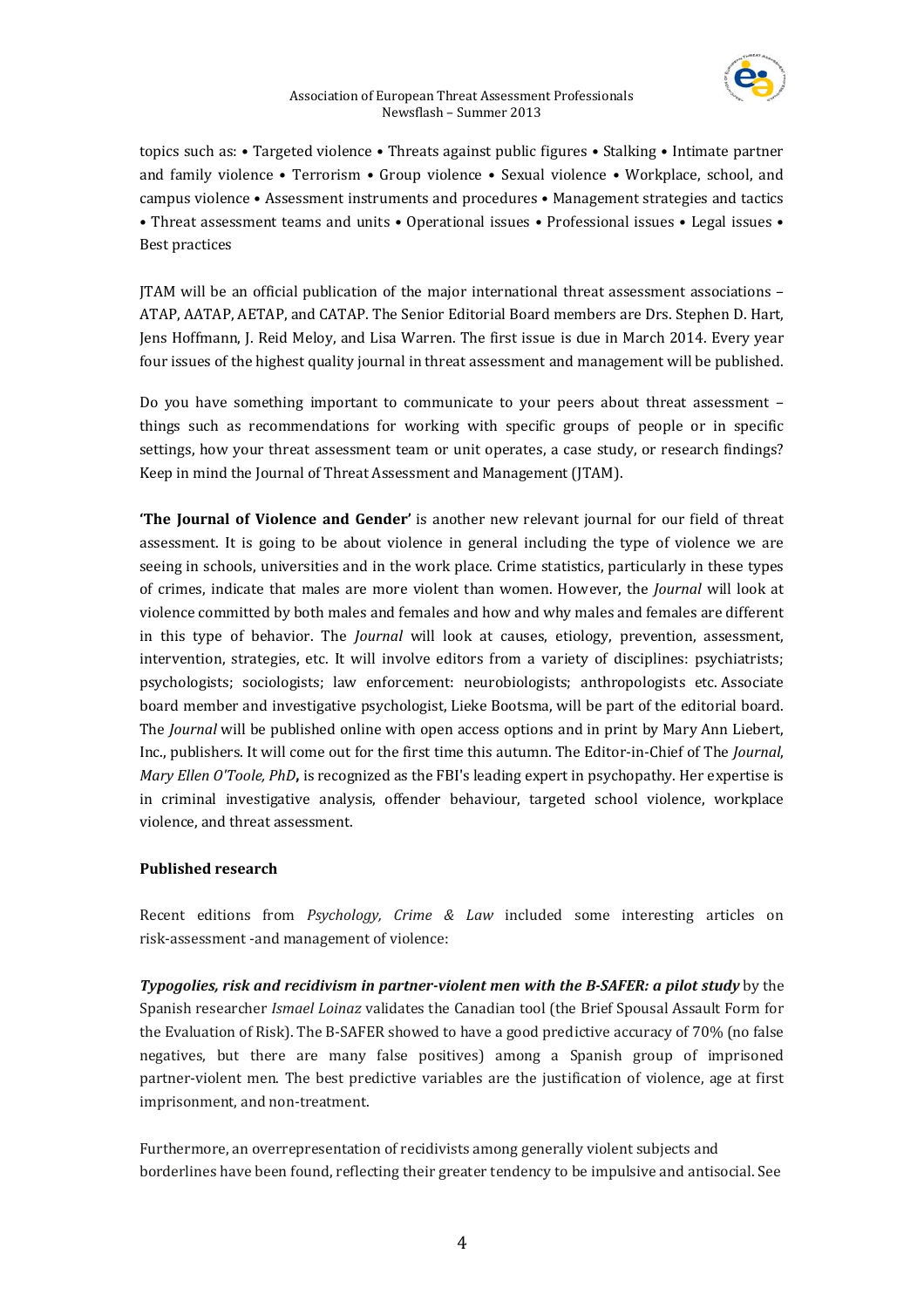topics such as: • Targeted violence • Threats against public figures • Stalking • Intimate partner and family violence • Terrorism • Group violence • Sexual violence • Workplace, school, and campus violence • Assessment instruments and procedures • Management strategies and tactics • Threat assessment teams and units • Operational issues • Professional issues • Legal issues • Best practices

JTAM will be an official publication of the major international threat assessment associations – ATAP, AATAP, AETAP, and CATAP. The Senior Editorial Board members are Drs. Stephen D. Hart, Jens Hoffmann, J. Reid Meloy, and Lisa Warren. The first issue is due in March 2014. Every year four issues of the highest quality journal in threat assessment and management will be published.

Do you have something important to communicate to your peers about threat assessment – things such as recommendations for working with specific groups of people or in specific settings, how your threat assessment team or unit operates, a case study, or research findings? Keep in mind the Journal of Threat Assessment and Management (JTAM).

**'The Journal of Violence and Gender'** is another new relevant journal for our field of threat assessment. It is going to be about violence in general including the type of violence we are seeing in schools, universities and in the work place. Crime statistics, particularly in these types of crimes, indicate that males are more violent than women. However, the *Journal* will look at violence committed by both males and females and how and why males and females are different in this type of behavior. The *Journal* will look at causes, etiology, prevention, assessment, intervention, strategies, etc. It will involve editors from a variety of disciplines: psychiatrists; psychologists; sociologists; law enforcement: neurobiologists; anthropologists etc. Associate board member and investigative psychologist, Lieke Bootsma, will be part of the editorial board. The *Journal* will be published online with open access options and in print by Mary Ann Liebert, Inc., publishers. It will come out for the first time this autumn. The Editor-in-Chief of The *Journal*, *Mary Ellen O'Toole, PhD***,** is recognized as the FBI's leading expert in psychopathy. Her expertise is in criminal investigative analysis, offender behaviour, targeted school violence, workplace violence, and threat assessment.

**Published research**

Recent editions from *Psychology, Crime & Law* included some interesting articles on risk-assessment -and management of violence:

***Typogolies, risk and recidivism in partner-violent men with the B-SAFER: a pilot study*** by the Spanish researcher *Ismael Loinaz* validates the Canadian tool (the Brief Spousal Assault Form for the Evaluation of Risk). The B-SAFER showed to have a good predictive accuracy of 70% (no false negatives, but there are many false positives) among a Spanish group of imprisoned partner-violent men. The best predictive variables are the justification of violence, age at first imprisonment, and non-treatment.

Furthermore, an overrepresentation of recidivists among generally violent subjects and borderlines have been found, reflecting their greater tendency to be impulsive and antisocial. See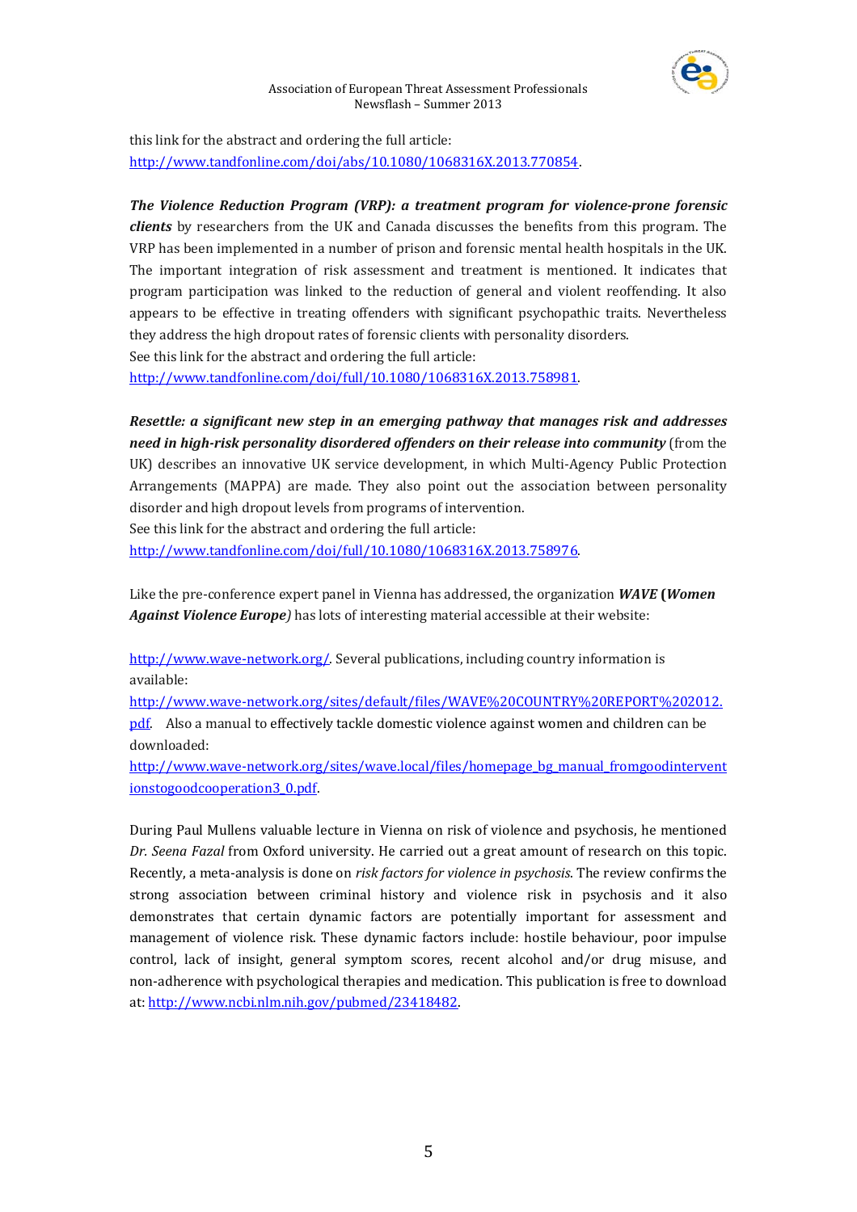this link for the abstract and ordering the full article: http://www.tandfonline.com/doi/abs/10.1080/1068316X.2013.770854.

***The Violence Reduction Program (VRP): a treatment program for violence-prone forensic clients*** by researchers from the UK and Canada discusses the benefits from this program. The VRP has been implemented in a number of prison and forensic mental health hospitals in the UK. The important integration of risk assessment and treatment is mentioned. It indicates that program participation was linked to the reduction of general and violent reoffending. It also appears to be effective in treating offenders with significant psychopathic traits. Nevertheless they address the high dropout rates of forensic clients with personality disorders.
See this link for the abstract and ordering the full article:
http://www.tandfonline.com/doi/full/10.1080/1068316X.2013.758981.

***Resettle: a significant new step in an emerging pathway that manages risk and addresses need in high-risk personality disordered offenders on their release into community*** (from the UK) describes an innovative UK service development, in which Multi-Agency Public Protection Arrangements (MAPPA) are made. They also point out the association between personality disorder and high dropout levels from programs of intervention.
See this link for the abstract and ordering the full article:
http://www.tandfonline.com/doi/full/10.1080/1068316X.2013.758976.

Like the pre-conference expert panel in Vienna has addressed, the organization ***WAVE*** **(*Women Against Violence Europe*)** has lots of interesting material accessible at their website:

http://www.wave-network.org/. Several publications, including country information is available:
http://www.wave-network.org/sites/default/files/WAVE%20COUNTRY%20REPORT%202012.pdf. Also a manual to effectively tackle domestic violence against women and children can be downloaded:
http://www.wave-network.org/sites/wave.local/files/homepage_bg_manual_fromgoodinterventionstogoodcooperation3_0.pdf.

During Paul Mullens valuable lecture in Vienna on risk of violence and psychosis, he mentioned *Dr. Seena Fazal* from Oxford university. He carried out a great amount of research on this topic. Recently, a meta-analysis is done on *risk factors for violence in psychosis*. The review confirms the strong association between criminal history and violence risk in psychosis and it also demonstrates that certain dynamic factors are potentially important for assessment and management of violence risk. These dynamic factors include: hostile behaviour, poor impulse control, lack of insight, general symptom scores, recent alcohol and/or drug misuse, and non-adherence with psychological therapies and medication. This publication is free to download at: http://www.ncbi.nlm.nih.gov/pubmed/23418482.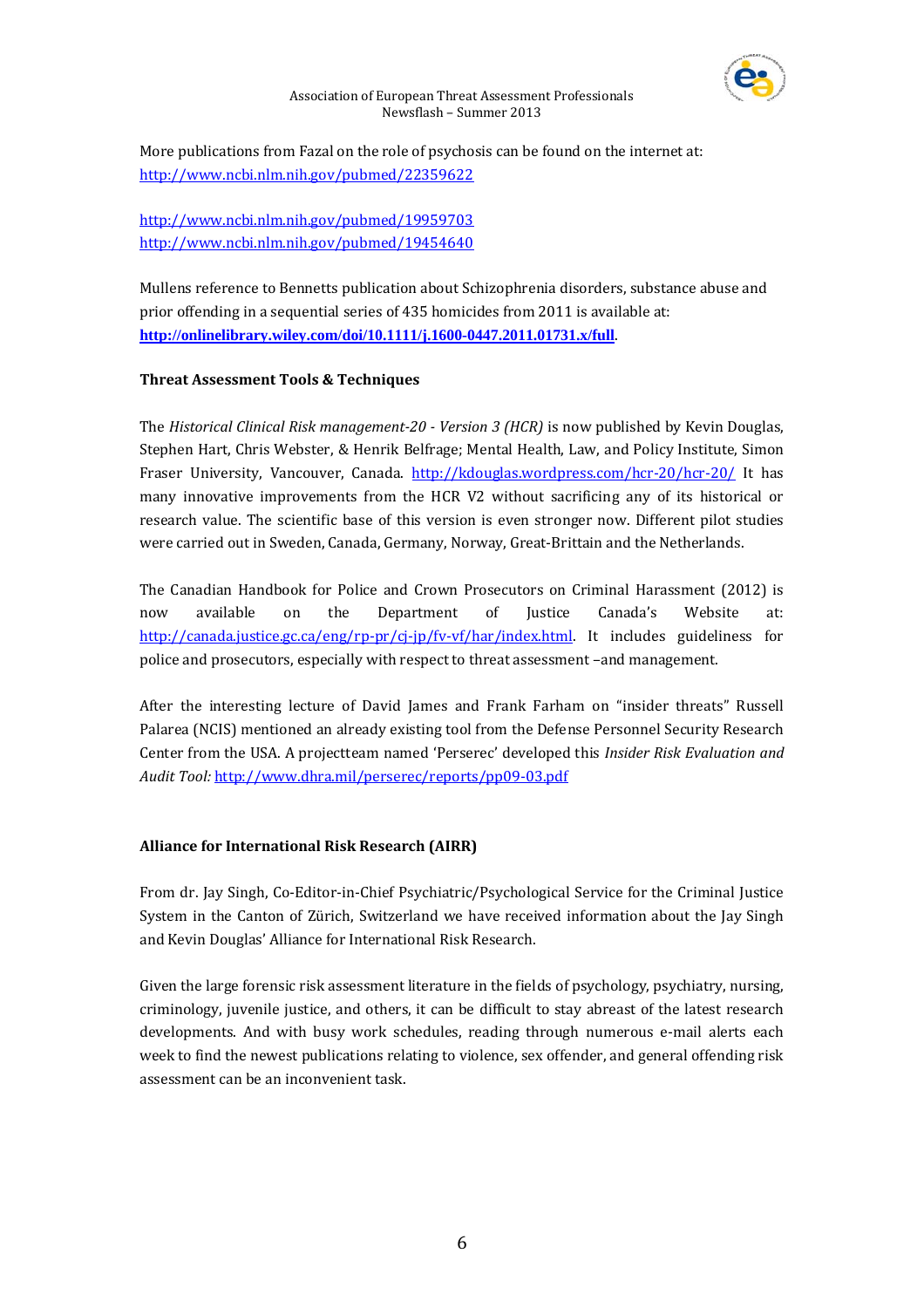More publications from Fazal on the role of psychosis can be found on the internet at:
http://www.ncbi.nlm.nih.gov/pubmed/22359622

http://www.ncbi.nlm.nih.gov/pubmed/19959703
http://www.ncbi.nlm.nih.gov/pubmed/19454640

Mullens reference to Bennetts publication about Schizophrenia disorders, substance abuse and prior offending in a sequential series of 435 homicides from 2011 is available at:
**http://onlinelibrary.wiley.com/doi/10.1111/j.1600-0447.2011.01731.x/full**.

**Threat Assessment Tools & Techniques**

The *Historical Clinical Risk management-20 - Version 3 (HCR)* is now published by Kevin Douglas, Stephen Hart, Chris Webster, & Henrik Belfrage; Mental Health, Law, and Policy Institute, Simon Fraser University, Vancouver, Canada. http://kdouglas.wordpress.com/hcr-20/hcr-20/ It has many innovative improvements from the HCR V2 without sacrificing any of its historical or research value. The scientific base of this version is even stronger now. Different pilot studies were carried out in Sweden, Canada, Germany, Norway, Great-Brittain and the Netherlands.

The Canadian Handbook for Police and Crown Prosecutors on Criminal Harassment (2012) is now available on the Department of Justice Canada's Website at: http://canada.justice.gc.ca/eng/rp-pr/cj-jp/fv-vf/har/index.html. It includes guideliness for police and prosecutors, especially with respect to threat assessment –and management.

After the interesting lecture of David James and Frank Farham on "insider threats" Russell Palarea (NCIS) mentioned an already existing tool from the Defense Personnel Security Research Center from the USA. A projectteam named 'Perserec' developed this *Insider Risk Evaluation and Audit Tool:* http://www.dhra.mil/perserec/reports/pp09-03.pdf

**Alliance for International Risk Research (AIRR)**

From dr. Jay Singh, Co-Editor-in-Chief Psychiatric/Psychological Service for the Criminal Justice System in the Canton of Zürich, Switzerland we have received information about the Jay Singh and Kevin Douglas' Alliance for International Risk Research.

Given the large forensic risk assessment literature in the fields of psychology, psychiatry, nursing, criminology, juvenile justice, and others, it can be difficult to stay abreast of the latest research developments. And with busy work schedules, reading through numerous e-mail alerts each week to find the newest publications relating to violence, sex offender, and general offending risk assessment can be an inconvenient task.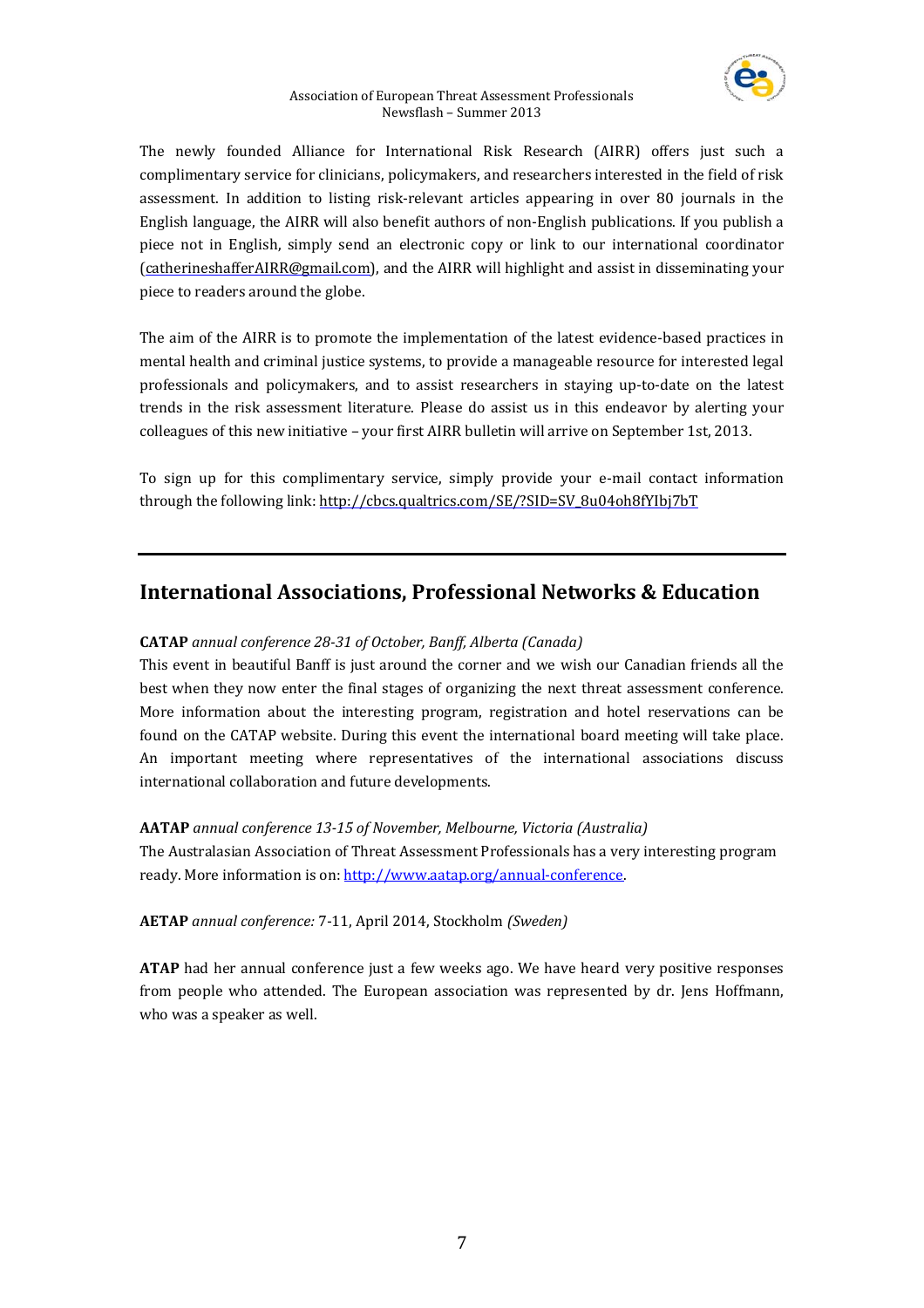The newly founded Alliance for International Risk Research (AIRR) offers just such a complimentary service for clinicians, policymakers, and researchers interested in the field of risk assessment. In addition to listing risk-relevant articles appearing in over 80 journals in the English language, the AIRR will also benefit authors of non-English publications. If you publish a piece not in English, simply send an electronic copy or link to our international coordinator (catherineshafferAIRR@gmail.com), and the AIRR will highlight and assist in disseminating your piece to readers around the globe.

The aim of the AIRR is to promote the implementation of the latest evidence-based practices in mental health and criminal justice systems, to provide a manageable resource for interested legal professionals and policymakers, and to assist researchers in staying up-to-date on the latest trends in the risk assessment literature. Please do assist us in this endeavor by alerting your colleagues of this new initiative – your first AIRR bulletin will arrive on September 1st, 2013.

To sign up for this complimentary service, simply provide your e-mail contact information through the following link: http://cbcs.qualtrics.com/SE/?SID=SV_8u04oh8fYIbj7bT

---

## International Associations, Professional Networks & Education

**CATAP** *annual conference 28-31 of October, Banff, Alberta (Canada)*
This event in beautiful Banff is just around the corner and we wish our Canadian friends all the best when they now enter the final stages of organizing the next threat assessment conference. More information about the interesting program, registration and hotel reservations can be found on the CATAP website. During this event the international board meeting will take place. An important meeting where representatives of the international associations discuss international collaboration and future developments.

**AATAP** *annual conference 13-15 of November, Melbourne, Victoria (Australia)*
The Australasian Association of Threat Assessment Professionals has a very interesting program ready. More information is on: http://www.aatap.org/annual-conference.

**AETAP** *annual conference:* 7-11, April 2014, Stockholm *(Sweden)*

**ATAP** had her annual conference just a few weeks ago. We have heard very positive responses from people who attended. The European association was represented by dr. Jens Hoffmann, who was a speaker as well.